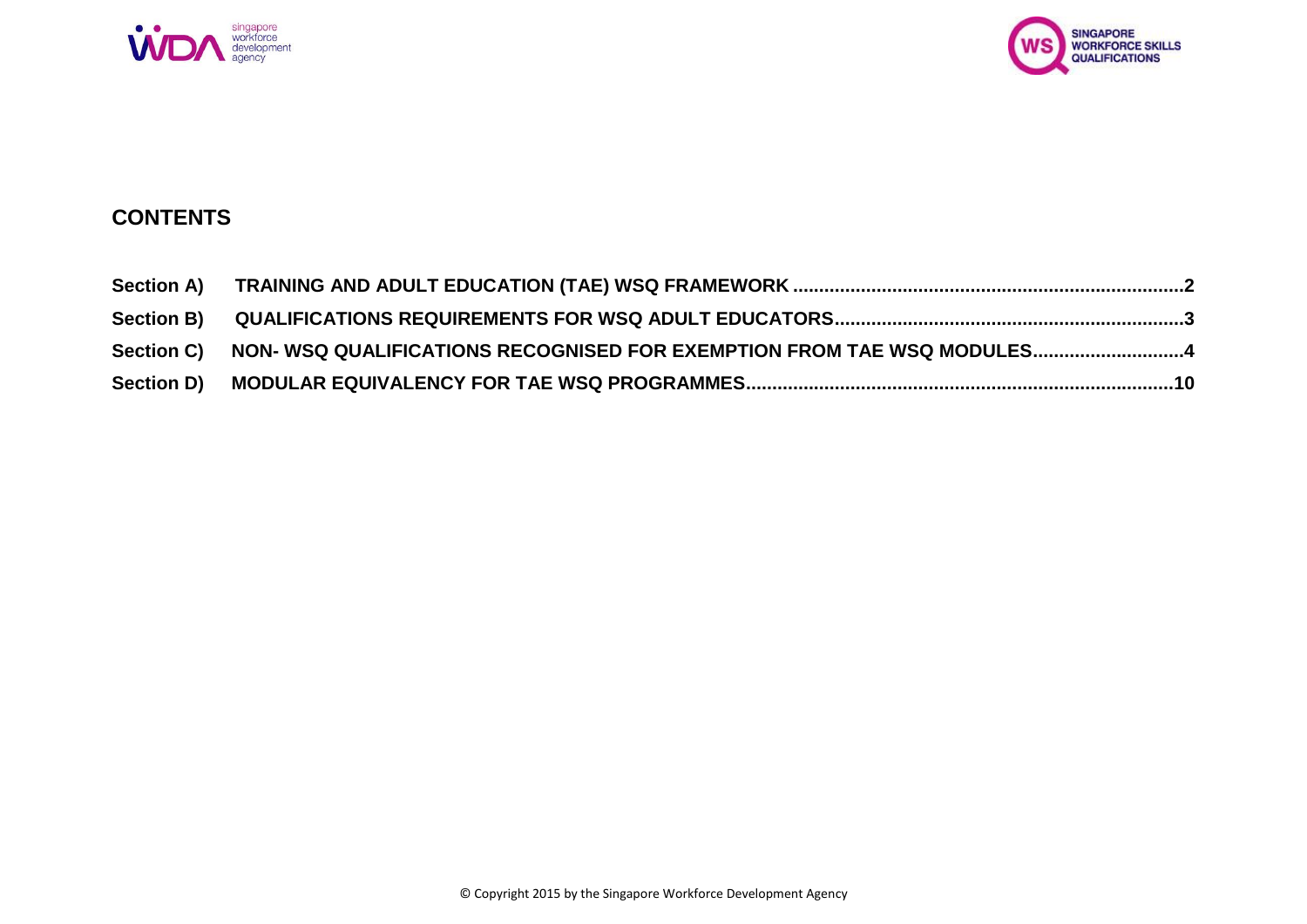## CONTENTS

| | | |
|---|---|---|
| **Section A)** | **TRAINING AND ADULT EDUCATION (TAE) WSQ FRAMEWORK** | **2** |
| **Section B)** | **QUALIFICATIONS REQUIREMENTS FOR WSQ ADULT EDUCATORS** | **3** |
| **Section C)** | **NON- WSQ QUALIFICATIONS RECOGNISED FOR EXEMPTION FROM TAE WSQ MODULES** | **4** |
| **Section D)** | **MODULAR EQUIVALENCY FOR TAE WSQ PROGRAMMES** | **10** |

© Copyright 2015 by the Singapore Workforce Development Agency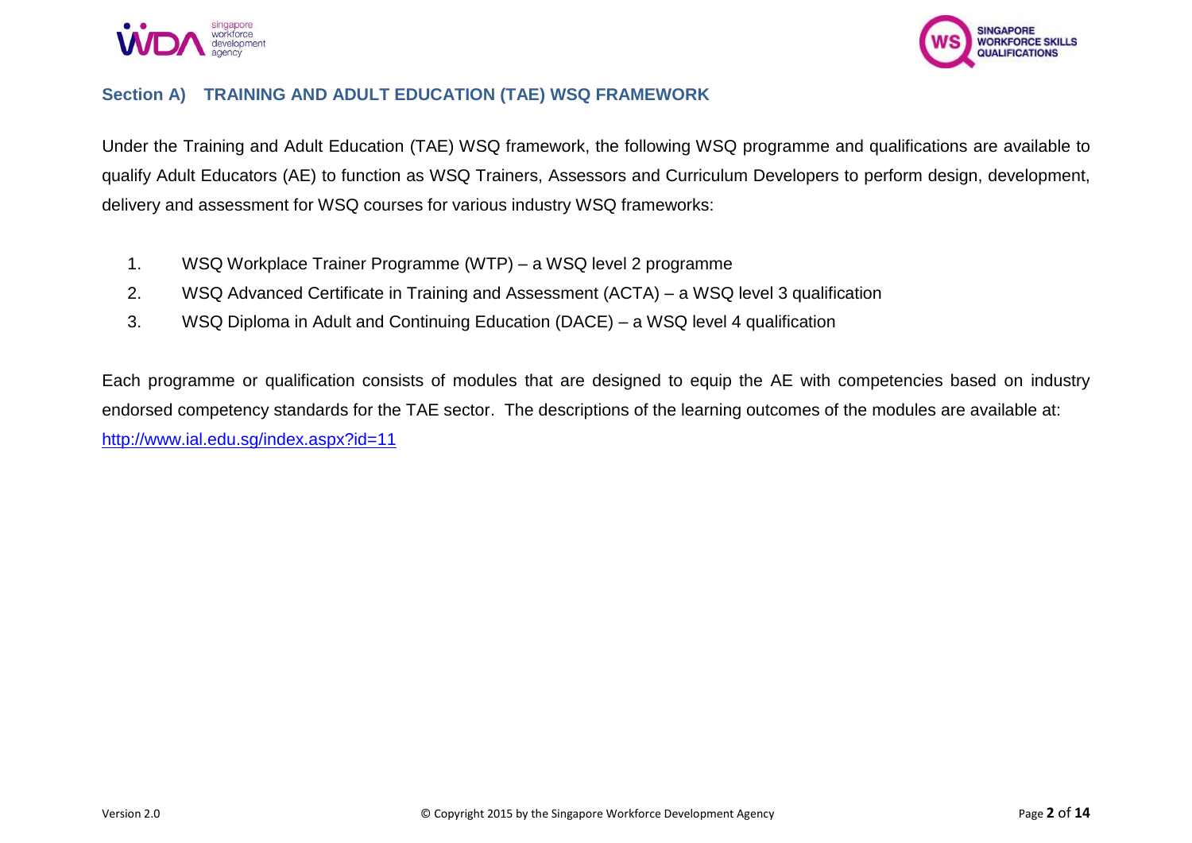## Section A) TRAINING AND ADULT EDUCATION (TAE) WSQ FRAMEWORK

Under the Training and Adult Education (TAE) WSQ framework, the following WSQ programme and qualifications are available to qualify Adult Educators (AE) to function as WSQ Trainers, Assessors and Curriculum Developers to perform design, development, delivery and assessment for WSQ courses for various industry WSQ frameworks:

1. WSQ Workplace Trainer Programme (WTP) – a WSQ level 2 programme
2. WSQ Advanced Certificate in Training and Assessment (ACTA) – a WSQ level 3 qualification
3. WSQ Diploma in Adult and Continuing Education (DACE) – a WSQ level 4 qualification

Each programme or qualification consists of modules that are designed to equip the AE with competencies based on industry endorsed competency standards for the TAE sector. The descriptions of the learning outcomes of the modules are available at: http://www.ial.edu.sg/index.aspx?id=11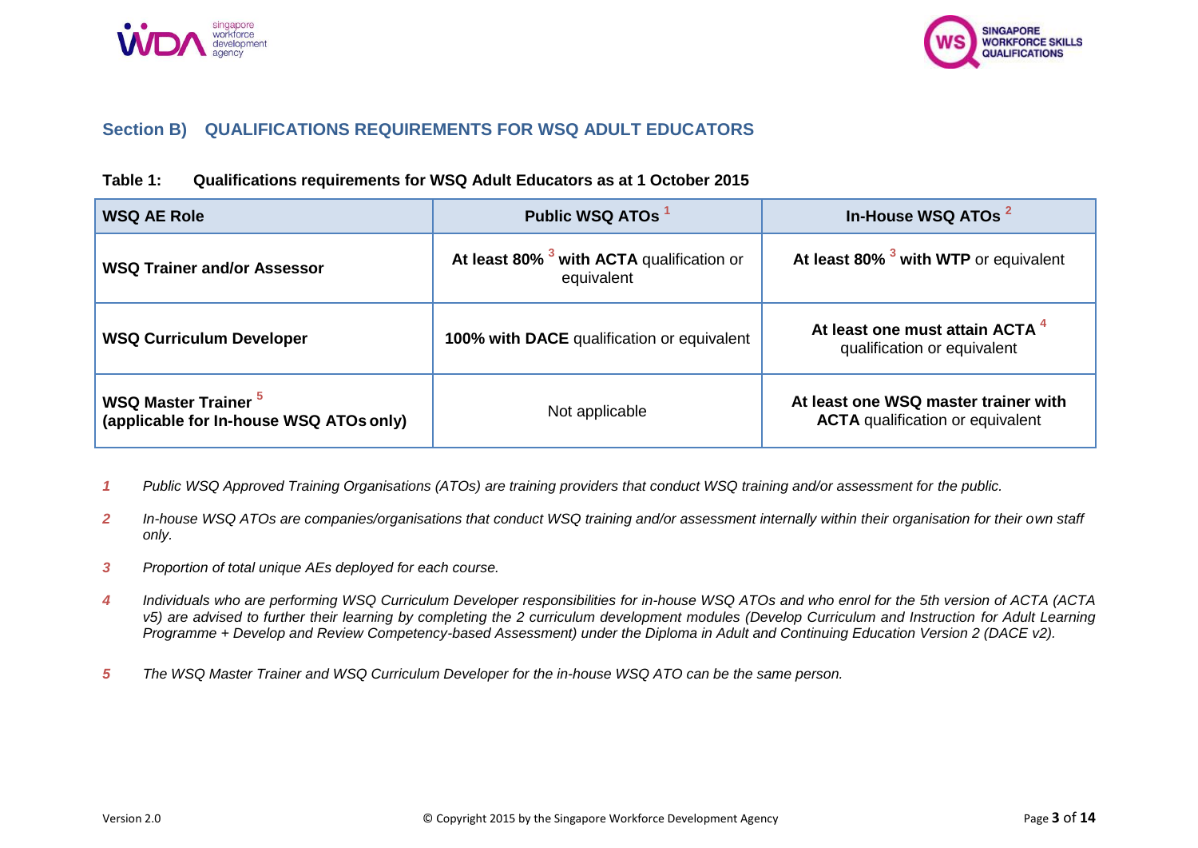## Section B) QUALIFICATIONS REQUIREMENTS FOR WSQ ADULT EDUCATORS

**Table 1: Qualifications requirements for WSQ Adult Educators as at 1 October 2015**

| WSQ AE Role | Public WSQ ATOs [1] | In-House WSQ ATOs [2] |
|---|---|---|
| **WSQ Trainer and/or Assessor** | **At least 80%** [3] **with ACTA** qualification or equivalent | **At least 80%** [3] **with WTP** or equivalent |
| **WSQ Curriculum Developer** | **100% with DACE** qualification or equivalent | **At least one must attain ACTA** [4] qualification or equivalent |
| **WSQ Master Trainer** [5] **(applicable for In-house WSQ ATOs only)** | Not applicable | **At least one WSQ master trainer with ACTA** qualification or equivalent |

1. *Public WSQ Approved Training Organisations (ATOs) are training providers that conduct WSQ training and/or assessment for the public.*
2. *In-house WSQ ATOs are companies/organisations that conduct WSQ training and/or assessment internally within their organisation for their own staff only.*
3. *Proportion of total unique AEs deployed for each course.*
4. *Individuals who are performing WSQ Curriculum Developer responsibilities for in-house WSQ ATOs and who enrol for the 5th version of ACTA (ACTA v5) are advised to further their learning by completing the 2 curriculum development modules (Develop Curriculum and Instruction for Adult Learning Programme + Develop and Review Competency-based Assessment) under the Diploma in Adult and Continuing Education Version 2 (DACE v2).*
5. *The WSQ Master Trainer and WSQ Curriculum Developer for the in-house WSQ ATO can be the same person.*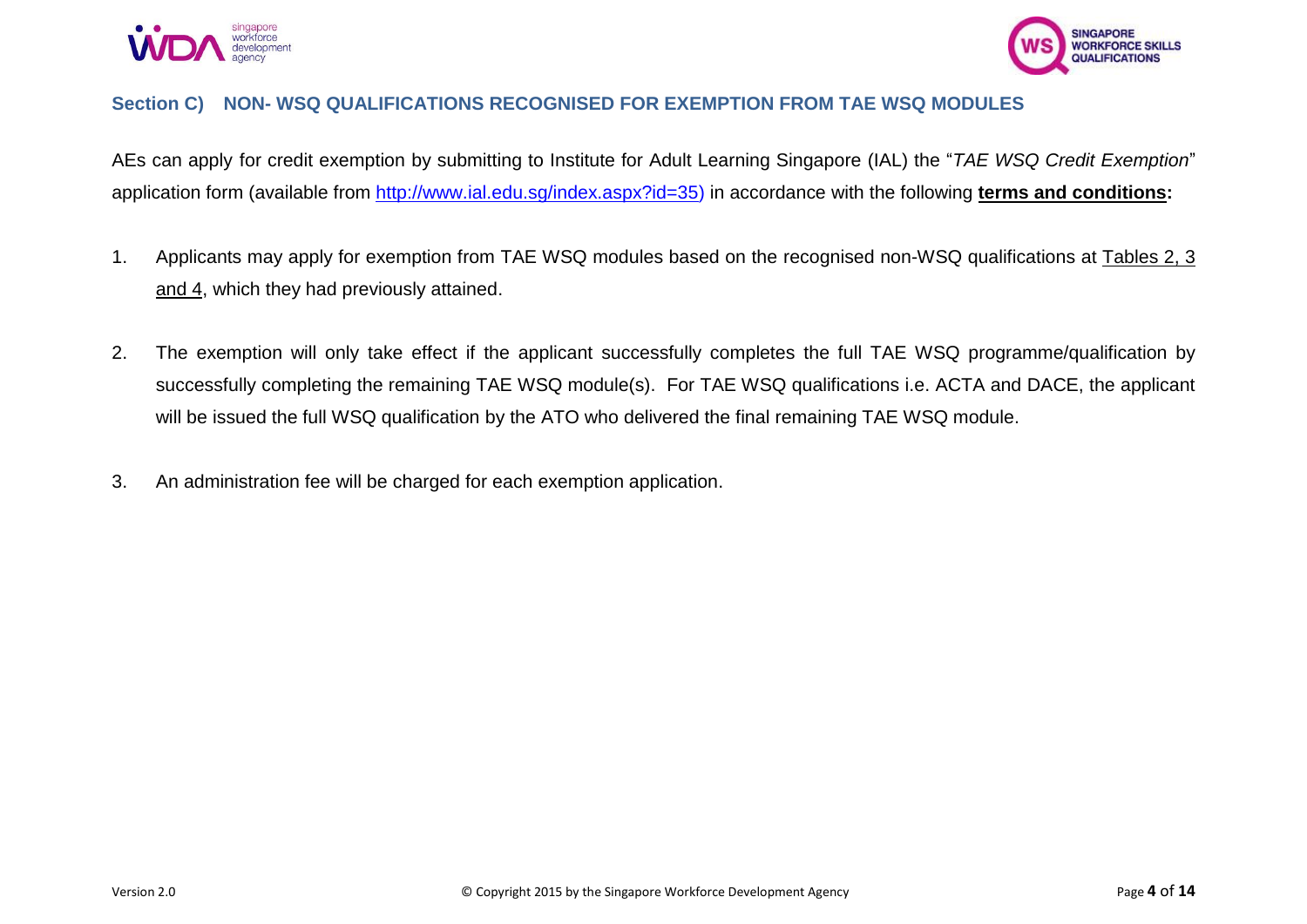## Section C) NON- WSQ QUALIFICATIONS RECOGNISED FOR EXEMPTION FROM TAE WSQ MODULES

AEs can apply for credit exemption by submitting to Institute for Adult Learning Singapore (IAL) the "*TAE WSQ Credit Exemption*" application form (available from [http://www.ial.edu.sg/index.aspx?id=35)](http://www.ial.edu.sg/index.aspx?id=35) in accordance with the following **terms and conditions:**

1. Applicants may apply for exemption from TAE WSQ modules based on the recognised non-WSQ qualifications at Tables 2, 3 and 4, which they had previously attained.

2. The exemption will only take effect if the applicant successfully completes the full TAE WSQ programme/qualification by successfully completing the remaining TAE WSQ module(s). For TAE WSQ qualifications i.e. ACTA and DACE, the applicant will be issued the full WSQ qualification by the ATO who delivered the final remaining TAE WSQ module.

3. An administration fee will be charged for each exemption application.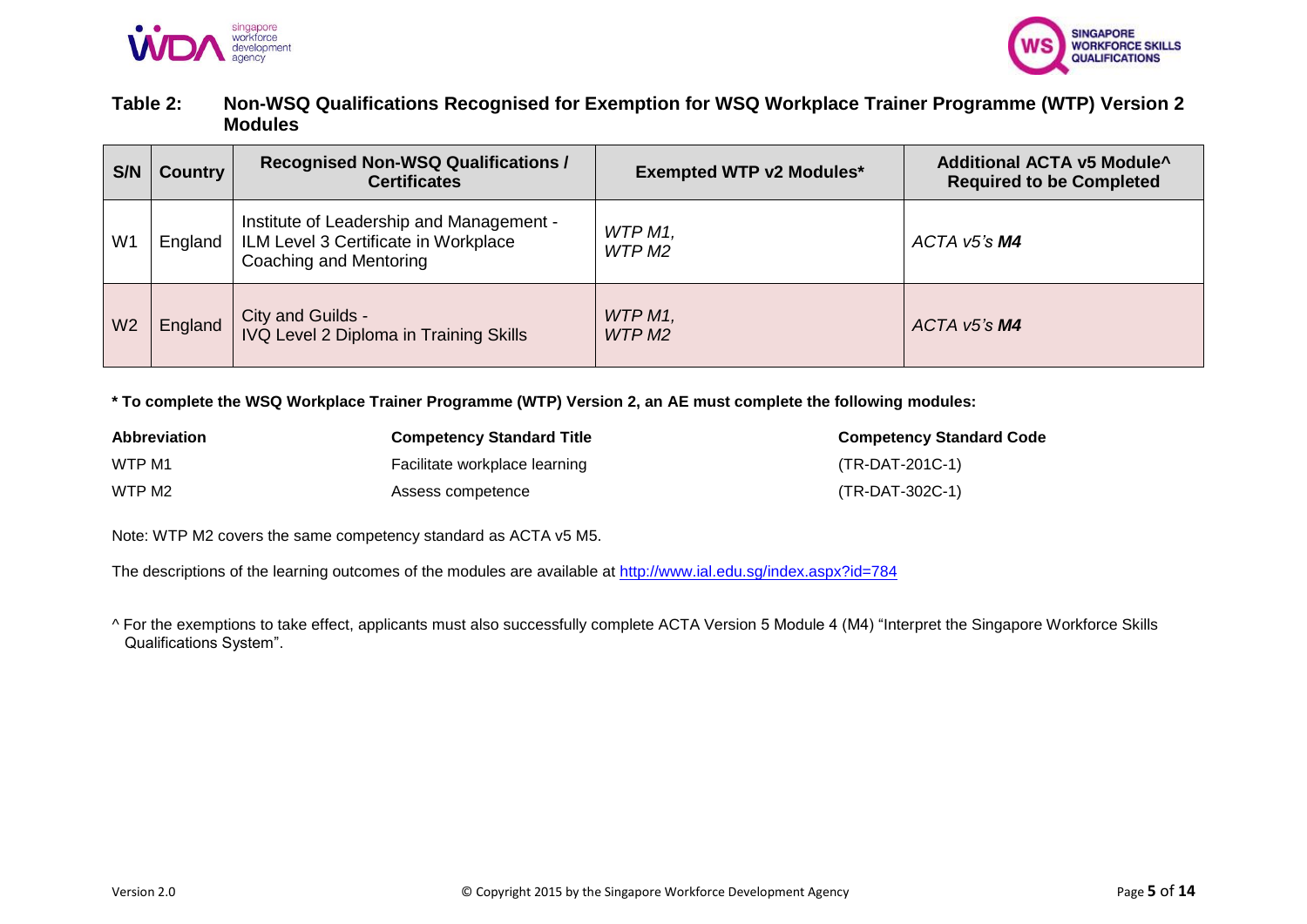## Table 2: Non-WSQ Qualifications Recognised for Exemption for WSQ Workplace Trainer Programme (WTP) Version 2 Modules

| S/N | Country | Recognised Non-WSQ Qualifications / Certificates | Exempted WTP v2 Modules* | Additional ACTA v5 Module^ Required to be Completed |
|---|---|---|---|---|
| W1 | England | Institute of Leadership and Management - ILM Level 3 Certificate in Workplace Coaching and Mentoring | *WTP M1, WTP M2* | *ACTA v5's* ***M4*** |
| W2 | England | City and Guilds - IVQ Level 2 Diploma in Training Skills | *WTP M1, WTP M2* | *ACTA v5's* ***M4*** |

**\* To complete the WSQ Workplace Trainer Programme (WTP) Version 2, an AE must complete the following modules:**

| Abbreviation | Competency Standard Title | Competency Standard Code |
|---|---|---|
| WTP M1 | Facilitate workplace learning | (TR-DAT-201C-1) |
| WTP M2 | Assess competence | (TR-DAT-302C-1) |

Note: WTP M2 covers the same competency standard as ACTA v5 M5.

The descriptions of the learning outcomes of the modules are available at http://www.ial.edu.sg/index.aspx?id=784

^ For the exemptions to take effect, applicants must also successfully complete ACTA Version 5 Module 4 (M4) “Interpret the Singapore Workforce Skills Qualifications System”.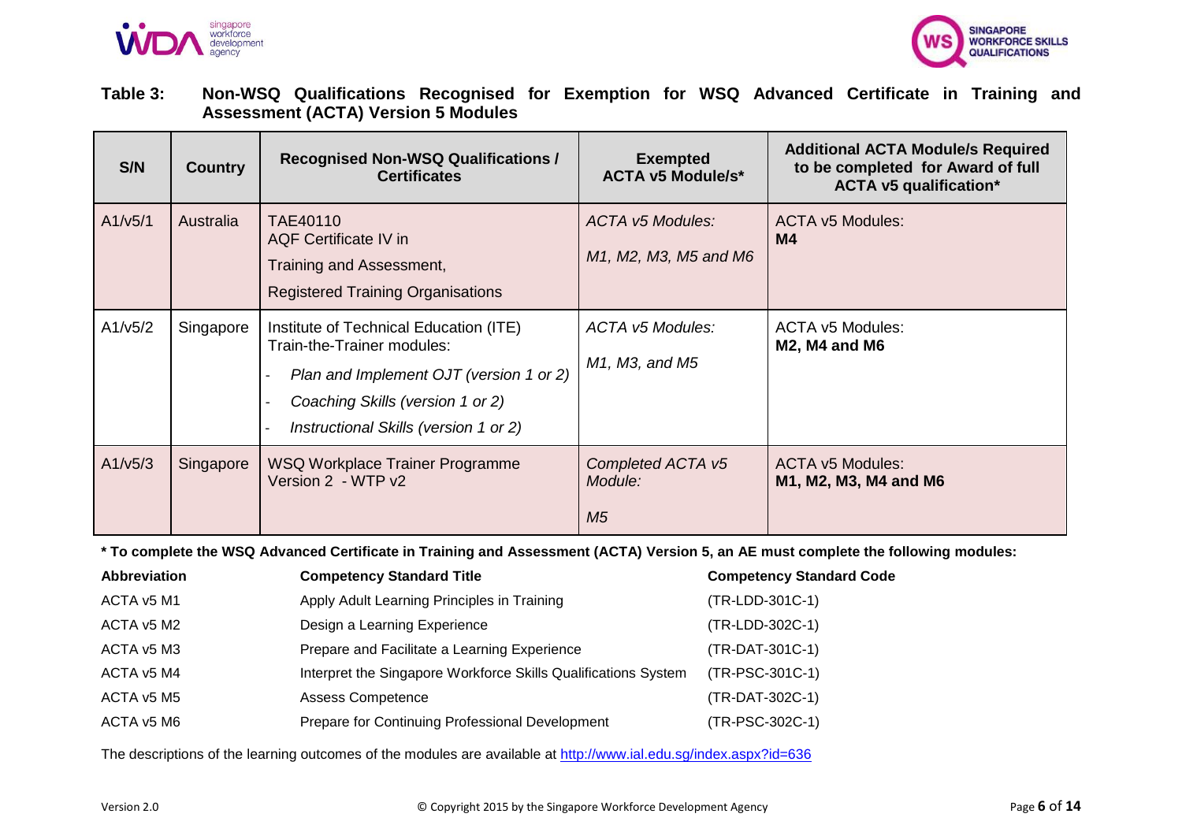**Table 3: Non-WSQ Qualifications Recognised for Exemption for WSQ Advanced Certificate in Training and Assessment (ACTA) Version 5 Modules**

| S/N | Country | Recognised Non-WSQ Qualifications / Certificates | Exempted ACTA v5 Module/s* | Additional ACTA Module/s Required to be completed for Award of full ACTA v5 qualification* |
|---|---|---|---|---|
| A1/v5/1 | Australia | TAE40110<br>AQF Certificate IV in<br>Training and Assessment,<br>Registered Training Organisations | *ACTA v5 Modules:*<br>*M1, M2, M3, M5 and M6* | ACTA v5 Modules:<br>**M4** |
| A1/v5/2 | Singapore | Institute of Technical Education (ITE) Train-the-Trainer modules:<br>- *Plan and Implement OJT (version 1 or 2)*<br>- *Coaching Skills (version 1 or 2)*<br>- *Instructional Skills (version 1 or 2)* | *ACTA v5 Modules:*<br>*M1, M3, and M5* | ACTA v5 Modules:<br>**M2, M4 and M6** |
| A1/v5/3 | Singapore | WSQ Workplace Trainer Programme Version 2 - WTP v2 | *Completed ACTA v5 Module:*<br>*M5* | ACTA v5 Modules:<br>**M1, M2, M3, M4 and M6** |

**\* To complete the WSQ Advanced Certificate in Training and Assessment (ACTA) Version 5, an AE must complete the following modules:**

| Abbreviation | Competency Standard Title | Competency Standard Code |
|---|---|---|
| ACTA v5 M1 | Apply Adult Learning Principles in Training | (TR-LDD-301C-1) |
| ACTA v5 M2 | Design a Learning Experience | (TR-LDD-302C-1) |
| ACTA v5 M3 | Prepare and Facilitate a Learning Experience | (TR-DAT-301C-1) |
| ACTA v5 M4 | Interpret the Singapore Workforce Skills Qualifications System | (TR-PSC-301C-1) |
| ACTA v5 M5 | Assess Competence | (TR-DAT-302C-1) |
| ACTA v5 M6 | Prepare for Continuing Professional Development | (TR-PSC-302C-1) |

The descriptions of the learning outcomes of the modules are available at http://www.ial.edu.sg/index.aspx?id=636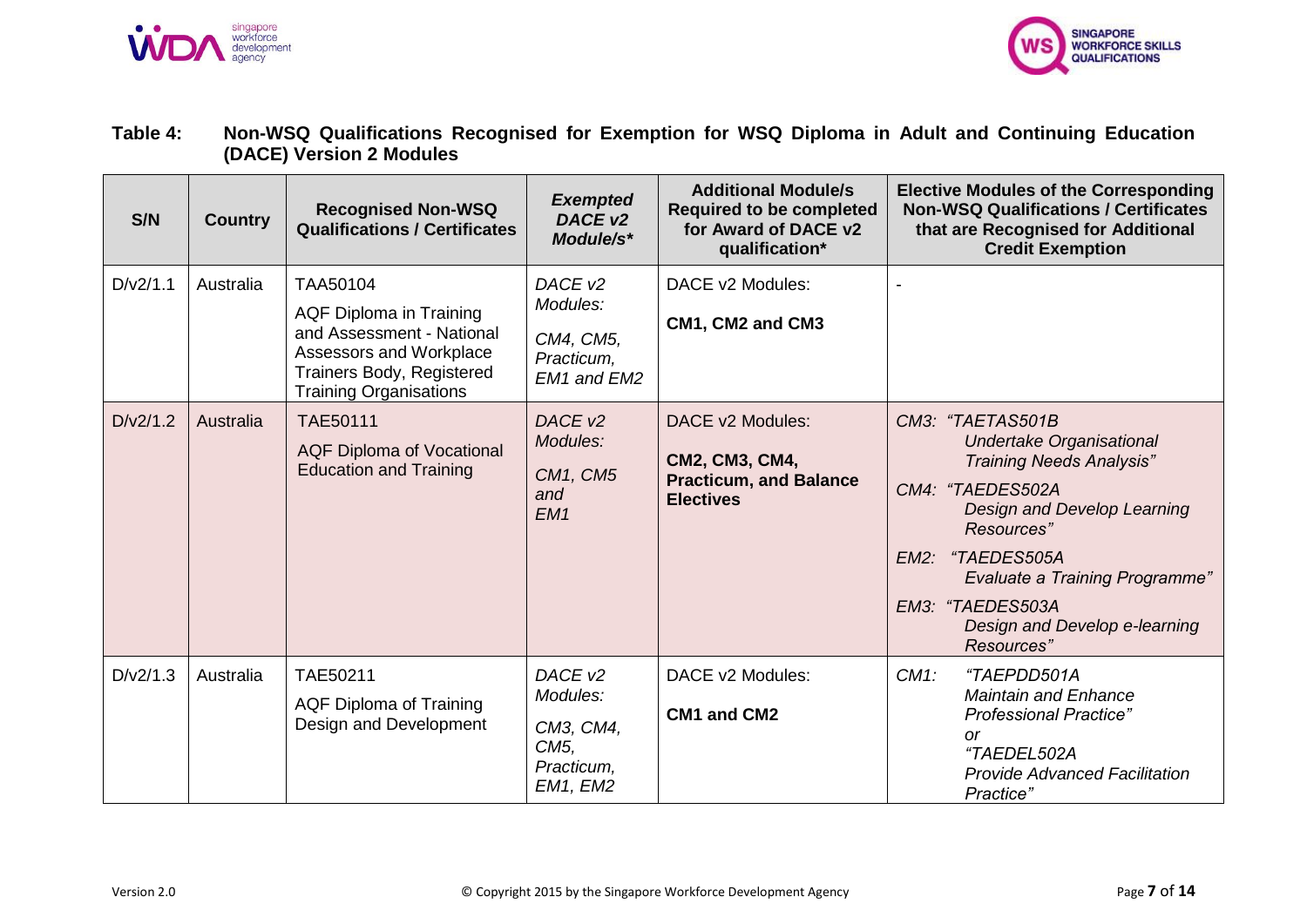**Table 4: Non-WSQ Qualifications Recognised for Exemption for WSQ Diploma in Adult and Continuing Education (DACE) Version 2 Modules**

| S/N | Country | Recognised Non-WSQ Qualifications / Certificates | *Exempted DACE v2 Module/s** | Additional Module/s Required to be completed for Award of DACE v2 qualification* | Elective Modules of the Corresponding Non-WSQ Qualifications / Certificates that are Recognised for Additional Credit Exemption |
|---|---|---|---|---|---|
| D/v2/1.1 | Australia | TAA50104<br>AQF Diploma in Training and Assessment - National Assessors and Workplace Trainers Body, Registered Training Organisations | *DACE v2 Modules:*<br>*CM4, CM5, Practicum, EM1 and EM2* | DACE v2 Modules:<br>**CM1, CM2 and CM3** | - |
| D/v2/1.2 | Australia | TAE50111<br>AQF Diploma of Vocational Education and Training | *DACE v2 Modules:*<br>*CM1, CM5 and EM1* | DACE v2 Modules:<br>**CM2, CM3, CM4, Practicum, and Balance Electives** | *CM3: "TAETAS501B Undertake Organisational Training Needs Analysis"*<br>*CM4: "TAEDES502A Design and Develop Learning Resources"*<br>*EM2: "TAEDES505A Evaluate a Training Programme"*<br>*EM3: "TAEDES503A Design and Develop e-learning Resources"* |
| D/v2/1.3 | Australia | TAE50211<br>AQF Diploma of Training Design and Development | *DACE v2 Modules:*<br>*CM3, CM4, CM5, Practicum, EM1, EM2* | DACE v2 Modules:<br>**CM1 and CM2** | *CM1: "TAEPDD501A Maintain and Enhance Professional Practice"*<br>*or*<br>*"TAEDEL502A Provide Advanced Facilitation Practice"* |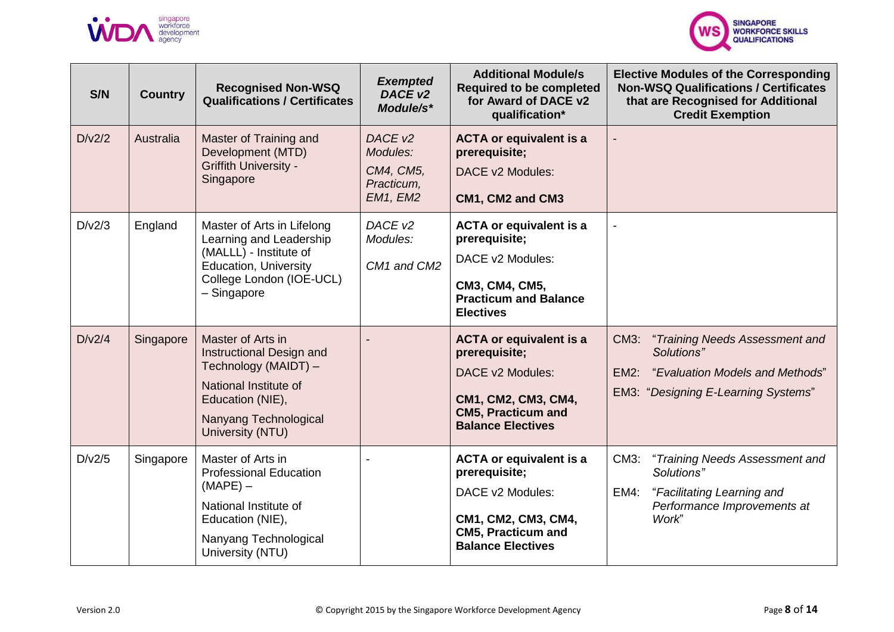| S/N | Country | Recognised Non-WSQ Qualifications / Certificates | *Exempted DACE v2 Module/s** | Additional Module/s Required to be completed for Award of DACE v2 qualification* | Elective Modules of the Corresponding Non-WSQ Qualifications / Certificates that are Recognised for Additional Credit Exemption |
|---|---|---|---|---|---|
| D/v2/2 | Australia | Master of Training and Development (MTD) Griffith University - Singapore | *DACE v2 Modules:* *CM4, CM5, Practicum, EM1, EM2* | **ACTA or equivalent is a prerequisite;** DACE v2 Modules: **CM1, CM2 and CM3** | - |
| D/v2/3 | England | Master of Arts in Lifelong Learning and Leadership (MALLL) - Institute of Education, University College London (IOE-UCL) – Singapore | *DACE v2 Modules:* *CM1 and CM2* | **ACTA or equivalent is a prerequisite;** DACE v2 Modules: **CM3, CM4, CM5, Practicum and Balance Electives** | - |
| D/v2/4 | Singapore | Master of Arts in Instructional Design and Technology (MAIDT) – National Institute of Education (NIE), Nanyang Technological University (NTU) | - | **ACTA or equivalent is a prerequisite;** DACE v2 Modules: **CM1, CM2, CM3, CM4, CM5, Practicum and Balance Electives** | CM3: "*Training Needs Assessment and Solutions*" EM2: "*Evaluation Models and Methods*" EM3: "*Designing E-Learning Systems*" |
| D/v2/5 | Singapore | Master of Arts in Professional Education (MAPE) – National Institute of Education (NIE), Nanyang Technological University (NTU) | - | **ACTA or equivalent is a prerequisite;** DACE v2 Modules: **CM1, CM2, CM3, CM4, CM5, Practicum and Balance Electives** | CM3: "*Training Needs Assessment and Solutions*" EM4: "*Facilitating Learning and Performance Improvements at Work*" |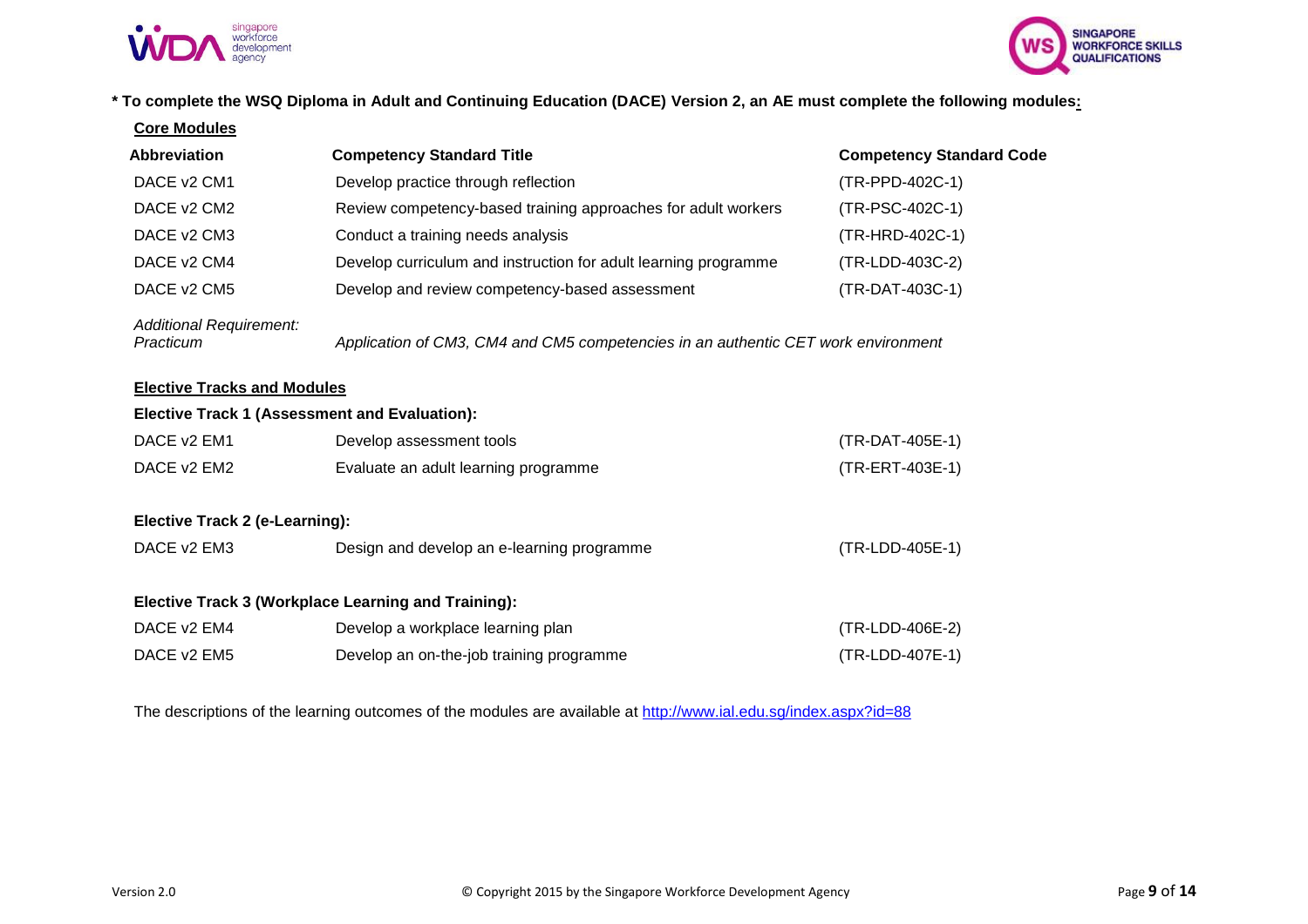**\* To complete the WSQ Diploma in Adult and Continuing Education (DACE) Version 2, an AE must complete the following modules:**

**Core Modules**

| Abbreviation | Competency Standard Title | Competency Standard Code |
|---|---|---|
| DACE v2 CM1 | Develop practice through reflection | (TR-PPD-402C-1) |
| DACE v2 CM2 | Review competency-based training approaches for adult workers | (TR-PSC-402C-1) |
| DACE v2 CM3 | Conduct a training needs analysis | (TR-HRD-402C-1) |
| DACE v2 CM4 | Develop curriculum and instruction for adult learning programme | (TR-LDD-403C-2) |
| DACE v2 CM5 | Develop and review competency-based assessment | (TR-DAT-403C-1) |
| *Additional Requirement: Practicum* | *Application of CM3, CM4 and CM5 competencies in an authentic CET work environment* | |

**Elective Tracks and Modules**

**Elective Track 1 (Assessment and Evaluation):**

| | | |
|---|---|---|
| DACE v2 EM1 | Develop assessment tools | (TR-DAT-405E-1) |
| DACE v2 EM2 | Evaluate an adult learning programme | (TR-ERT-403E-1) |

**Elective Track 2 (e-Learning):**

| | | |
|---|---|---|
| DACE v2 EM3 | Design and develop an e-learning programme | (TR-LDD-405E-1) |

**Elective Track 3 (Workplace Learning and Training):**

| | | |
|---|---|---|
| DACE v2 EM4 | Develop a workplace learning plan | (TR-LDD-406E-2) |
| DACE v2 EM5 | Develop an on-the-job training programme | (TR-LDD-407E-1) |

The descriptions of the learning outcomes of the modules are available at http://www.ial.edu.sg/index.aspx?id=88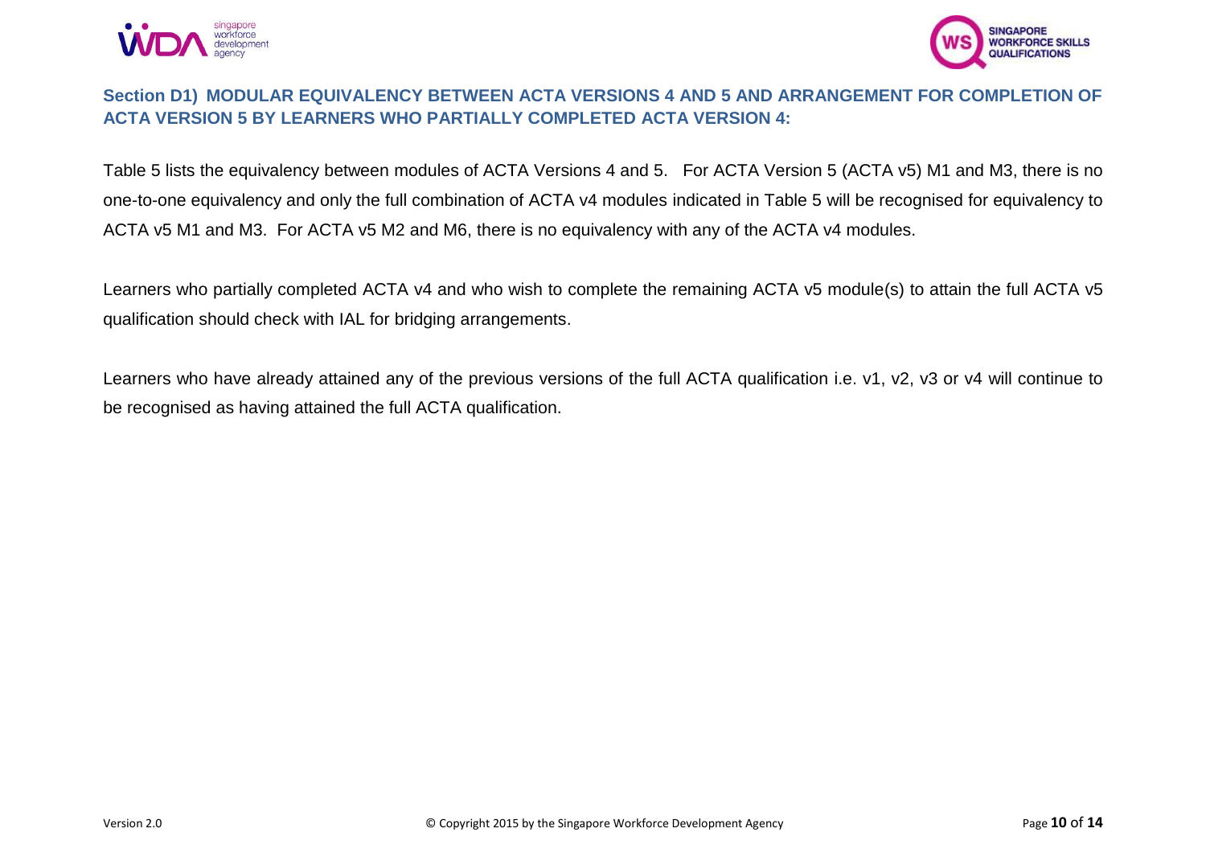## Section D1) MODULAR EQUIVALENCY BETWEEN ACTA VERSIONS 4 AND 5 AND ARRANGEMENT FOR COMPLETION OF ACTA VERSION 5 BY LEARNERS WHO PARTIALLY COMPLETED ACTA VERSION 4:

Table 5 lists the equivalency between modules of ACTA Versions 4 and 5. For ACTA Version 5 (ACTA v5) M1 and M3, there is no one-to-one equivalency and only the full combination of ACTA v4 modules indicated in Table 5 will be recognised for equivalency to ACTA v5 M1 and M3. For ACTA v5 M2 and M6, there is no equivalency with any of the ACTA v4 modules.

Learners who partially completed ACTA v4 and who wish to complete the remaining ACTA v5 module(s) to attain the full ACTA v5 qualification should check with IAL for bridging arrangements.

Learners who have already attained any of the previous versions of the full ACTA qualification i.e. v1, v2, v3 or v4 will continue to be recognised as having attained the full ACTA qualification.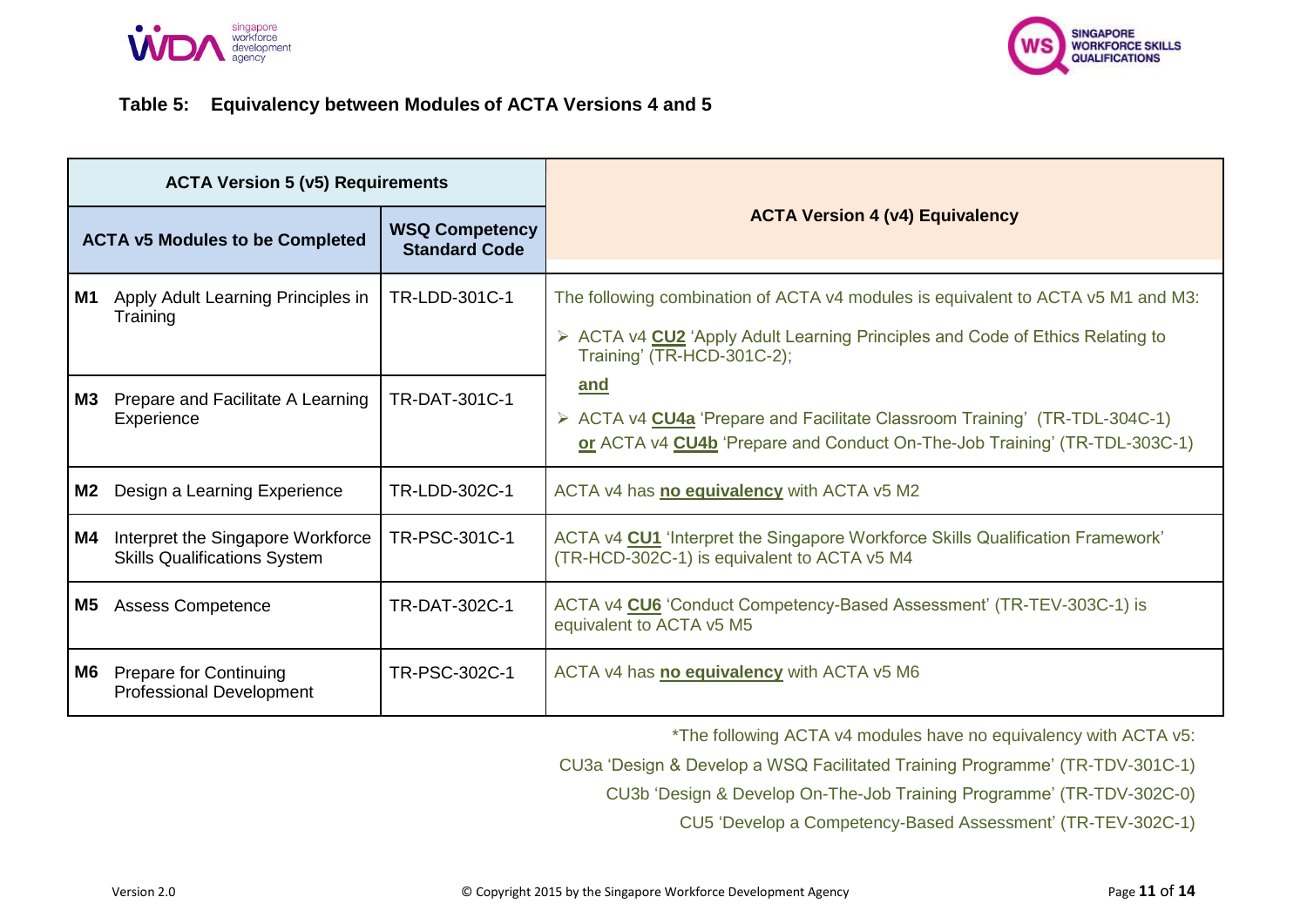**Table 5: Equivalency between Modules of ACTA Versions 4 and 5**

| ACTA Version 5 (v5) Requirements | | ACTA Version 4 (v4) Equivalency |
|---|---|---|
| **ACTA v5 Modules to be Completed** | **WSQ Competency Standard Code** | |
| **M1** Apply Adult Learning Principles in Training | TR-LDD-301C-1 | The following combination of ACTA v4 modules is equivalent to ACTA v5 M1 and M3: ➢ ACTA v4 **CU2** 'Apply Adult Learning Principles and Code of Ethics Relating to Training' (TR-HCD-301C-2); **and** ➢ ACTA v4 **CU4a** 'Prepare and Facilitate Classroom Training' (TR-TDL-304C-1) **or** ACTA v4 **CU4b** 'Prepare and Conduct On-The-Job Training' (TR-TDL-303C-1) |
| **M3** Prepare and Facilitate A Learning Experience | TR-DAT-301C-1 | |
| **M2** Design a Learning Experience | TR-LDD-302C-1 | ACTA v4 has **no equivalency** with ACTA v5 M2 |
| **M4** Interpret the Singapore Workforce Skills Qualifications System | TR-PSC-301C-1 | ACTA v4 **CU1** 'Interpret the Singapore Workforce Skills Qualification Framework' (TR-HCD-302C-1) is equivalent to ACTA v5 M4 |
| **M5** Assess Competence | TR-DAT-302C-1 | ACTA v4 **CU6** 'Conduct Competency-Based Assessment' (TR-TEV-303C-1) is equivalent to ACTA v5 M5 |
| **M6** Prepare for Continuing Professional Development | TR-PSC-302C-1 | ACTA v4 has **no equivalency** with ACTA v5 M6 |

*The following ACTA v4 modules have no equivalency with ACTA v5:

CU3a 'Design & Develop a WSQ Facilitated Training Programme' (TR-TDV-301C-1)

CU3b 'Design & Develop On-The-Job Training Programme' (TR-TDV-302C-0)

CU5 'Develop a Competency-Based Assessment' (TR-TEV-302C-1)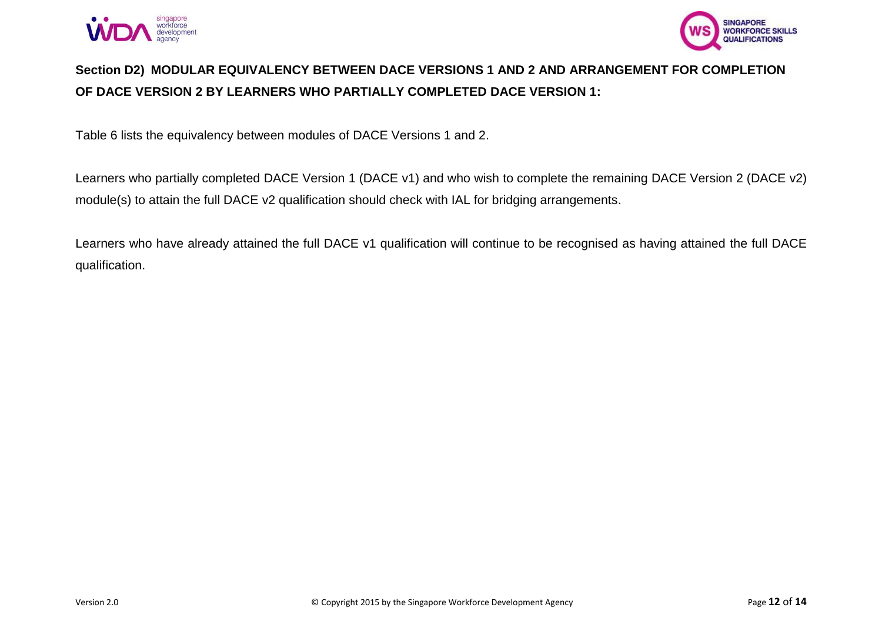**Section D2) MODULAR EQUIVALENCY BETWEEN DACE VERSIONS 1 AND 2 AND ARRANGEMENT FOR COMPLETION OF DACE VERSION 2 BY LEARNERS WHO PARTIALLY COMPLETED DACE VERSION 1:**

Table 6 lists the equivalency between modules of DACE Versions 1 and 2.

Learners who partially completed DACE Version 1 (DACE v1) and who wish to complete the remaining DACE Version 2 (DACE v2) module(s) to attain the full DACE v2 qualification should check with IAL for bridging arrangements.

Learners who have already attained the full DACE v1 qualification will continue to be recognised as having attained the full DACE qualification.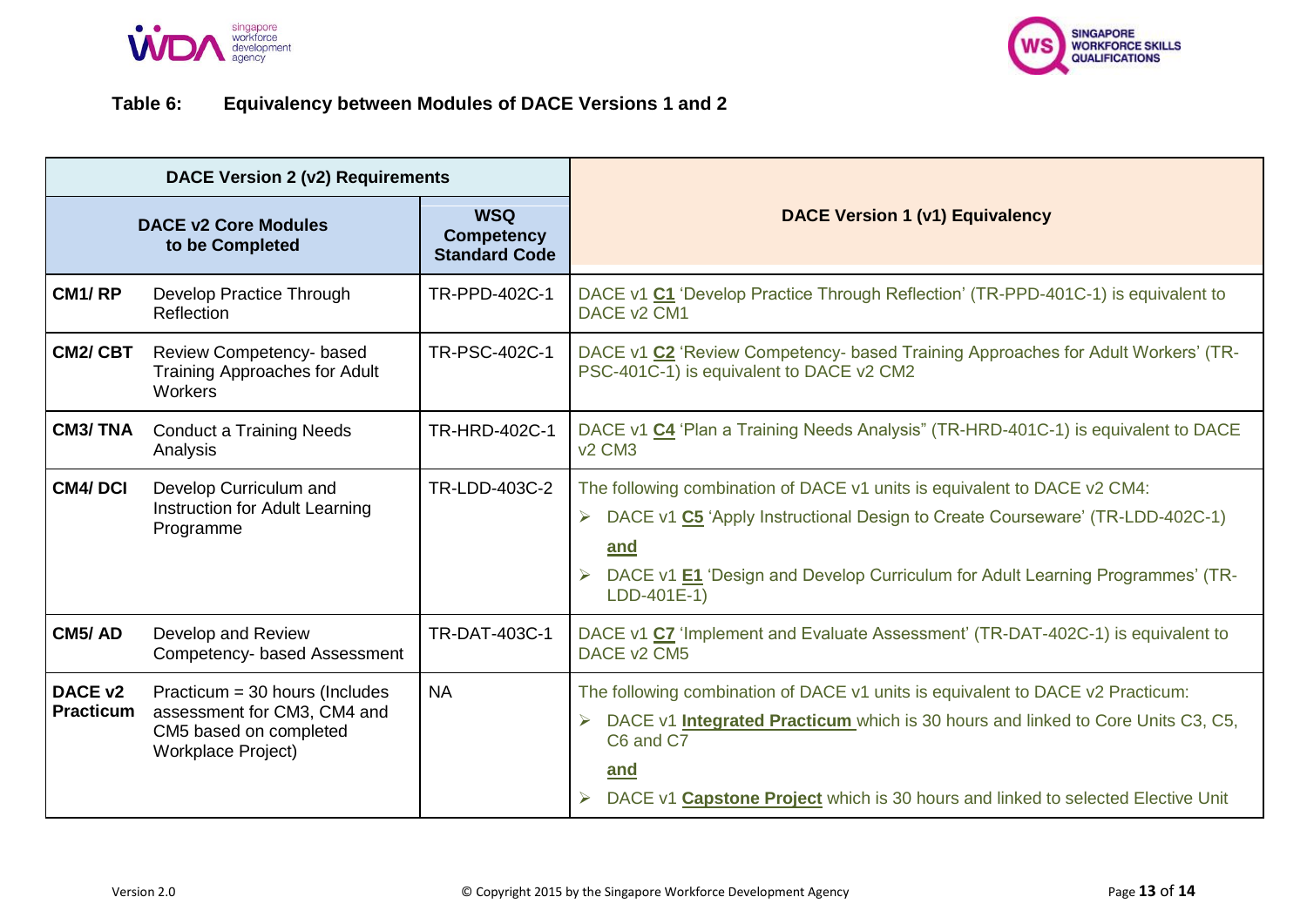**Table 6: Equivalency between Modules of DACE Versions 1 and 2**

| DACE Version 2 (v2) Requirements | | | DACE Version 1 (v1) Equivalency |
|---|---|---|---|
| **DACE v2 Core Modules to be Completed** | | **WSQ Competency Standard Code** | |
| **CM1/ RP** | Develop Practice Through Reflection | TR-PPD-402C-1 | DACE v1 **C1** 'Develop Practice Through Reflection' (TR-PPD-401C-1) is equivalent to DACE v2 CM1 |
| **CM2/ CBT** | Review Competency- based Training Approaches for Adult Workers | TR-PSC-402C-1 | DACE v1 **C2** 'Review Competency- based Training Approaches for Adult Workers' (TR-PSC-401C-1) is equivalent to DACE v2 CM2 |
| **CM3/ TNA** | Conduct a Training Needs Analysis | TR-HRD-402C-1 | DACE v1 **C4** 'Plan a Training Needs Analysis" (TR-HRD-401C-1) is equivalent to DACE v2 CM3 |
| **CM4/ DCI** | Develop Curriculum and Instruction for Adult Learning Programme | TR-LDD-403C-2 | The following combination of DACE v1 units is equivalent to DACE v2 CM4: <br> ➢ DACE v1 **C5** 'Apply Instructional Design to Create Courseware' (TR-LDD-402C-1) <br> **and** <br> ➢ DACE v1 **E1** 'Design and Develop Curriculum for Adult Learning Programmes' (TR-LDD-401E-1) |
| **CM5/ AD** | Develop and Review Competency- based Assessment | TR-DAT-403C-1 | DACE v1 **C7** 'Implement and Evaluate Assessment' (TR-DAT-402C-1) is equivalent to DACE v2 CM5 |
| **DACE v2 Practicum** | Practicum = 30 hours (Includes assessment for CM3, CM4 and CM5 based on completed Workplace Project) | NA | The following combination of DACE v1 units is equivalent to DACE v2 Practicum: <br> ➢ DACE v1 **Integrated Practicum** which is 30 hours and linked to Core Units C3, C5, C6 and C7 <br> **and** <br> ➢ DACE v1 **Capstone Project** which is 30 hours and linked to selected Elective Unit |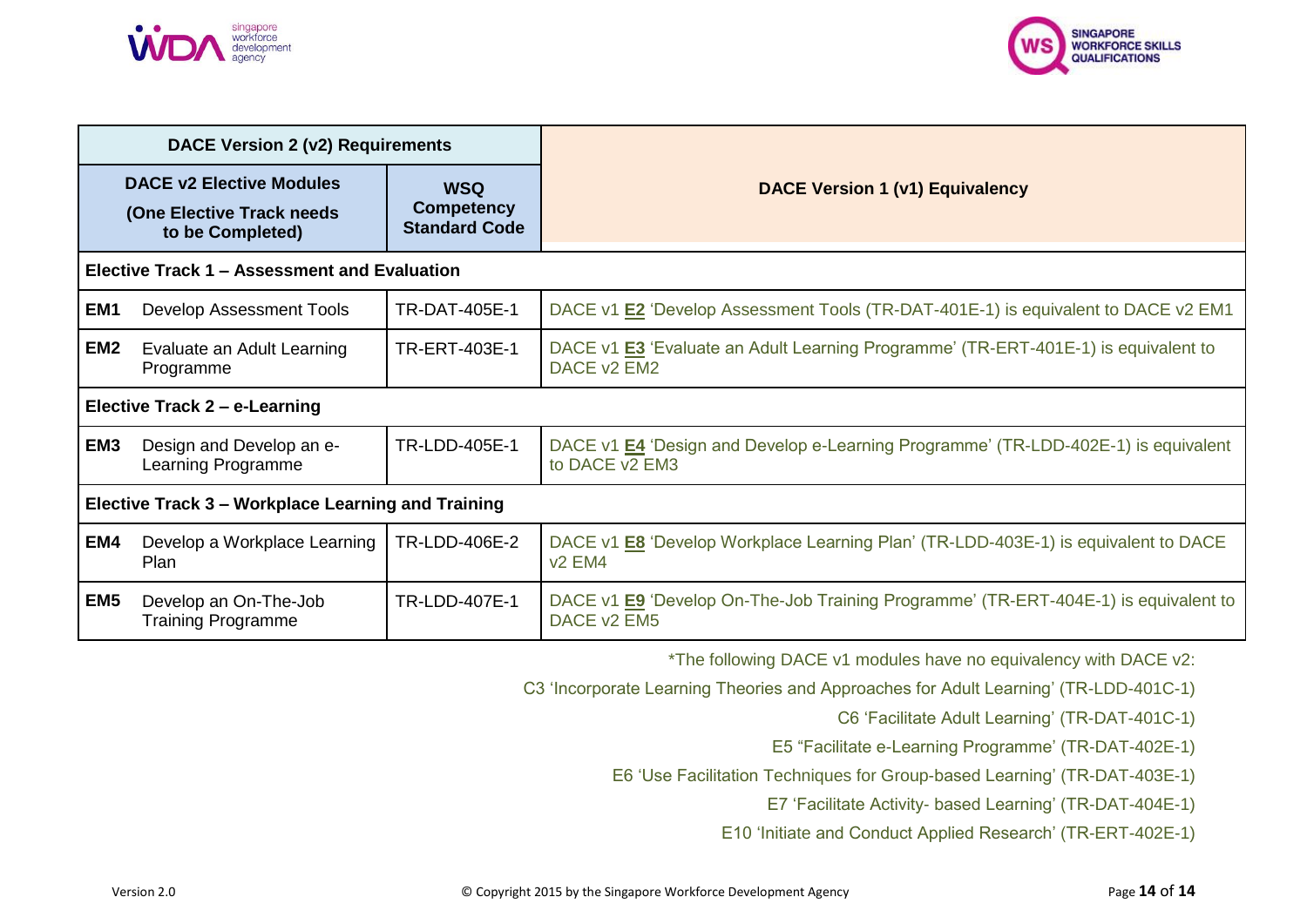| DACE Version 2 (v2) Requirements | | | DACE Version 1 (v1) Equivalency |
|---|---|---|---|
| **DACE v2 Elective Modules (One Elective Track needs to be Completed)** | | **WSQ Competency Standard Code** | |
| **Elective Track 1 – Assessment and Evaluation** | | | |
| **EM1** | Develop Assessment Tools | TR-DAT-405E-1 | DACE v1 **E2** 'Develop Assessment Tools (TR-DAT-401E-1) is equivalent to DACE v2 EM1 |
| **EM2** | Evaluate an Adult Learning Programme | TR-ERT-403E-1 | DACE v1 **E3** 'Evaluate an Adult Learning Programme' (TR-ERT-401E-1) is equivalent to DACE v2 EM2 |
| **Elective Track 2 – e-Learning** | | | |
| **EM3** | Design and Develop an e-Learning Programme | TR-LDD-405E-1 | DACE v1 **E4** 'Design and Develop e-Learning Programme' (TR-LDD-402E-1) is equivalent to DACE v2 EM3 |
| **Elective Track 3 – Workplace Learning and Training** | | | |
| **EM4** | Develop a Workplace Learning Plan | TR-LDD-406E-2 | DACE v1 **E8** 'Develop Workplace Learning Plan' (TR-LDD-403E-1) is equivalent to DACE v2 EM4 |
| **EM5** | Develop an On-The-Job Training Programme | TR-LDD-407E-1 | DACE v1 **E9** 'Develop On-The-Job Training Programme' (TR-ERT-404E-1) is equivalent to DACE v2 EM5 |

*The following DACE v1 modules have no equivalency with DACE v2:

C3 'Incorporate Learning Theories and Approaches for Adult Learning' (TR-LDD-401C-1)

C6 'Facilitate Adult Learning' (TR-DAT-401C-1)

E5 "Facilitate e-Learning Programme' (TR-DAT-402E-1)

E6 'Use Facilitation Techniques for Group-based Learning' (TR-DAT-403E-1)

E7 'Facilitate Activity- based Learning' (TR-DAT-404E-1)

E10 'Initiate and Conduct Applied Research' (TR-ERT-402E-1)